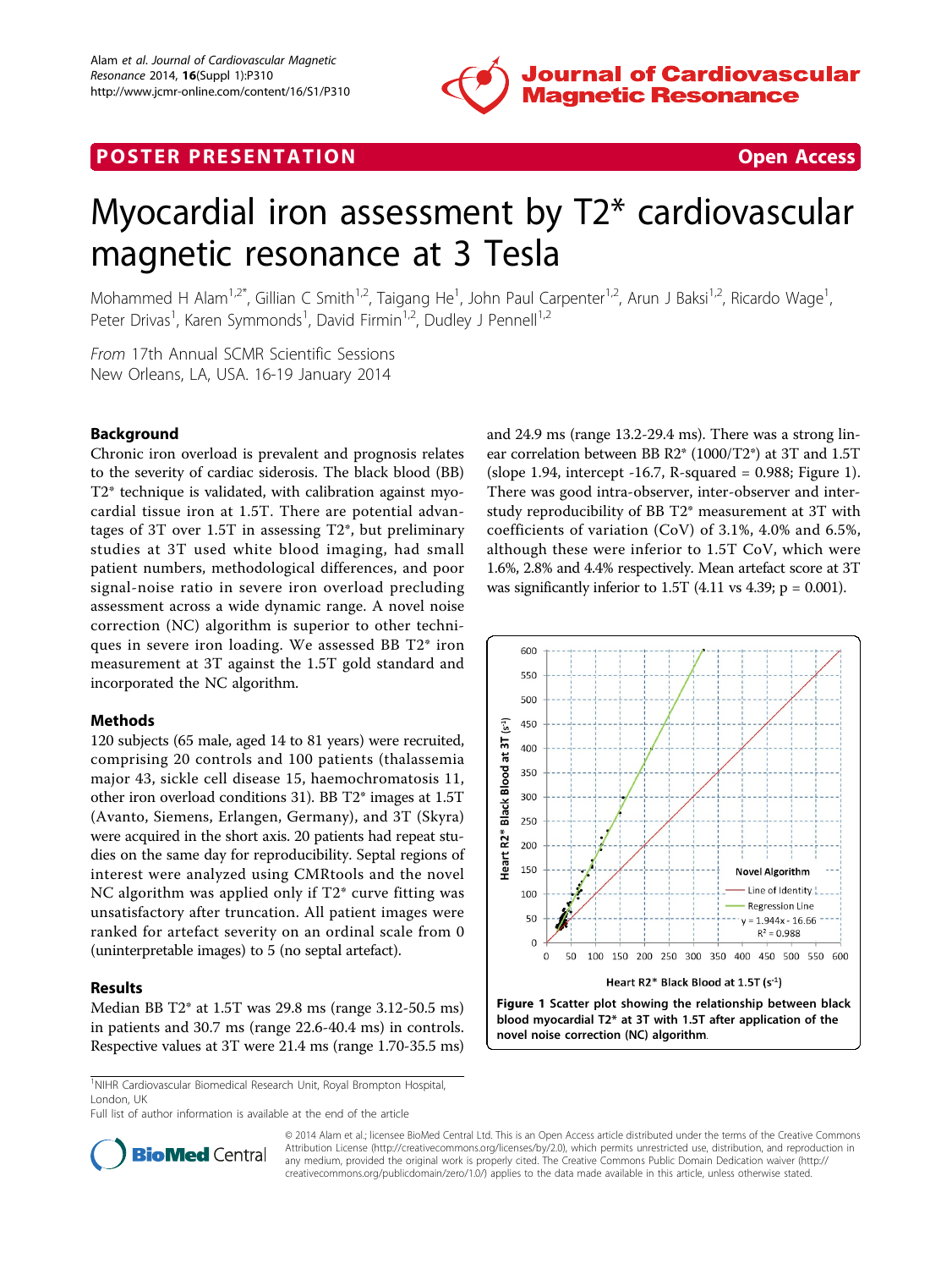POSTER PRESENTATION | Open Access

# Myocardial iron assessment by T2* cardiovascular magnetic resonance at 3 Tesla

Mohammed H Alam[1,2*], Gillian C Smith[1,2], Taigang He[1], John Paul Carpenter[1,2], Arun J Baksi[1,2], Ricardo Wage[1], Peter Drivas[1], Karen Symmonds[1], David Firmin[1,2], Dudley J Pennell[1,2]

*From* 17th Annual SCMR Scientific Sessions
New Orleans, LA, USA. 16-19 January 2014

## Background

Chronic iron overload is prevalent and prognosis relates to the severity of cardiac siderosis. The black blood (BB) T2* technique is validated, with calibration against myocardial tissue iron at 1.5T. There are potential advantages of 3T over 1.5T in assessing T2*, but preliminary studies at 3T used white blood imaging, had small patient numbers, methodological differences, and poor signal-noise ratio in severe iron overload precluding assessment across a wide dynamic range. A novel noise correction (NC) algorithm is superior to other techniques in severe iron loading. We assessed BB T2* iron measurement at 3T against the 1.5T gold standard and incorporated the NC algorithm.

## Methods

120 subjects (65 male, aged 14 to 81 years) were recruited, comprising 20 controls and 100 patients (thalassemia major 43, sickle cell disease 15, haemochromatosis 11, other iron overload conditions 31). BB T2* images at 1.5T (Avanto, Siemens, Erlangen, Germany), and 3T (Skyra) were acquired in the short axis. 20 patients had repeat studies on the same day for reproducibility. Septal regions of interest were analyzed using CMRtools and the novel NC algorithm was applied only if T2* curve fitting was unsatisfactory after truncation. All patient images were ranked for artefact severity on an ordinal scale from 0 (uninterpretable images) to 5 (no septal artefact).

## Results

Median BB T2* at 1.5T was 29.8 ms (range 3.12-50.5 ms) in patients and 30.7 ms (range 22.6-40.4 ms) in controls. Respective values at 3T were 21.4 ms (range 1.70-35.5 ms) and 24.9 ms (range 13.2-29.4 ms). There was a strong linear correlation between BB R2* (1000/T2*) at 3T and 1.5T (slope 1.94, intercept -16.7, R-squared = 0.988; Figure 1). There was good intra-observer, inter-observer and inter-study reproducibility of BB T2* measurement at 3T with coefficients of variation (CoV) of 3.1%, 4.0% and 6.5%, although these were inferior to 1.5T CoV, which were 1.6%, 2.8% and 4.4% respectively. Mean artefact score at 3T was significantly inferior to 1.5T (4.11 vs 4.39; p = 0.001).

**Figure 1** Scatter plot showing the relationship between black blood myocardial T2* at 3T with 1.5T after application of the novel noise correction (NC) algorithm.

[1]NIHR Cardiovascular Biomedical Research Unit, Royal Brompton Hospital, London, UK
Full list of author information is available at the end of the article

© 2014 Alam et al.; licensee BioMed Central Ltd. This is an Open Access article distributed under the terms of the Creative Commons Attribution License (http://creativecommons.org/licenses/by/2.0), which permits unrestricted use, distribution, and reproduction in any medium, provided the original work is properly cited. The Creative Commons Public Domain Dedication waiver (http://creativecommons.org/publicdomain/zero/1.0/) applies to the data made available in this article, unless otherwise stated.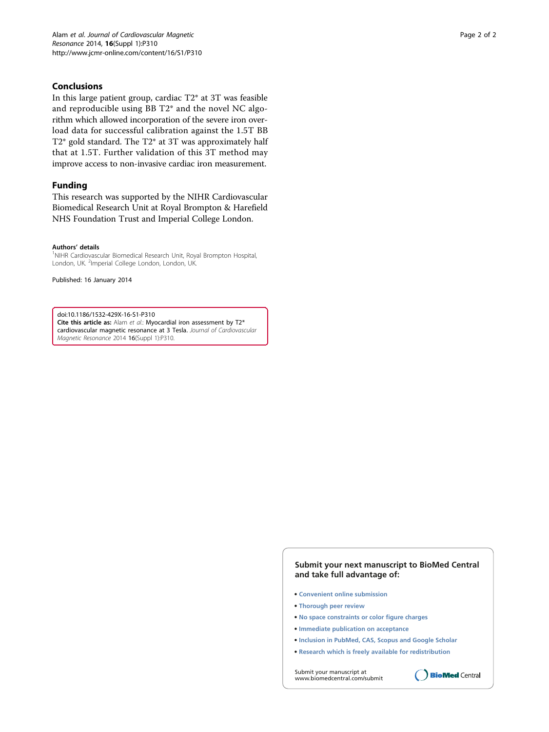## Conclusions

In this large patient group, cardiac T2* at 3T was feasible and reproducible using BB T2* and the novel NC algorithm which allowed incorporation of the severe iron overload data for successful calibration against the 1.5T BB T2* gold standard. The T2* at 3T was approximately half that at 1.5T. Further validation of this 3T method may improve access to non-invasive cardiac iron measurement.

## Funding

This research was supported by the NIHR Cardiovascular Biomedical Research Unit at Royal Brompton & Harefield NHS Foundation Trust and Imperial College London.

#### Authors' details

[1]NIHR Cardiovascular Biomedical Research Unit, Royal Brompton Hospital, London, UK. [2]Imperial College London, London, UK.

Published: 16 January 2014

doi:10.1186/1532-429X-16-S1-P310

**Cite this article as:** Alam *et al.*: Myocardial iron assessment by T2* cardiovascular magnetic resonance at 3 Tesla. *Journal of Cardiovascular Magnetic Resonance* 2014 **16**(Suppl 1):P310.

**Submit your next manuscript to BioMed Central and take full advantage of:**

- Convenient online submission
- Thorough peer review
- No space constraints or color figure charges
- Immediate publication on acceptance
- Inclusion in PubMed, CAS, Scopus and Google Scholar
- Research which is freely available for redistribution

Submit your manuscript at www.biomedcentral.com/submit

BioMed Central